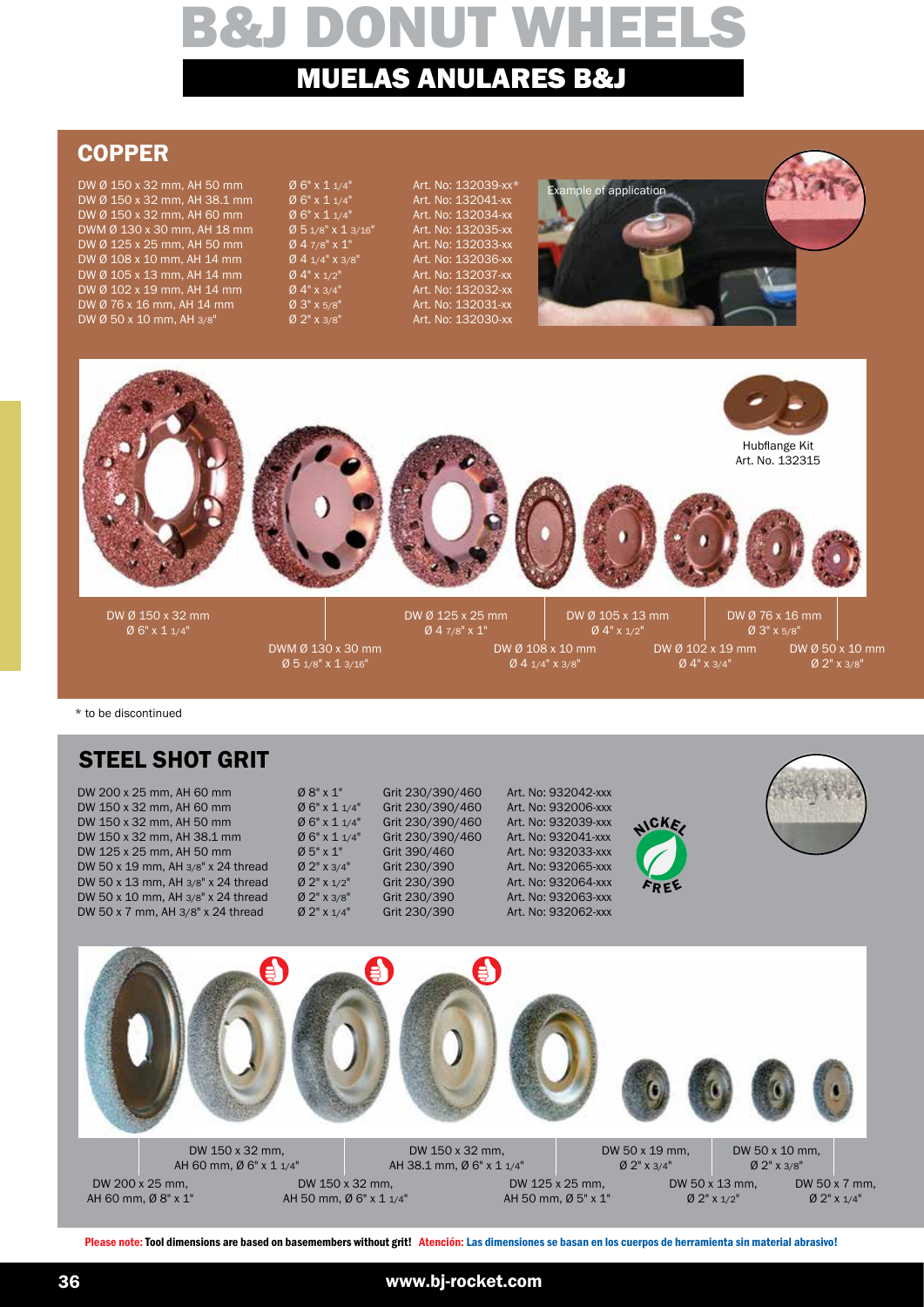# B&J DONUT WHEELS

## MUELAS ANULARES B&J

## COPPER

| Description | Size (inch) | Art. No |
|---|---|---|
| DW Ø 150 x 32 mm, AH 50 mm | Ø 6" x 1 1/4" | Art. No: 132039-xx* |
| DW Ø 150 x 32 mm, AH 38.1 mm | Ø 6" x 1 1/4" | Art. No: 132041-xx |
| DW Ø 150 x 32 mm, AH 60 mm | Ø 6" x 1 1/4" | Art. No: 132034-xx |
| DWM Ø 130 x 30 mm, AH 18 mm | Ø 5 1/8" x 1 3/16" | Art. No: 132035-xx |
| DW Ø 125 x 25 mm, AH 50 mm | Ø 4 7/8" x 1" | Art. No: 132033-xx |
| DW Ø 108 x 10 mm, AH 14 mm | Ø 4 1/4" x 3/8" | Art. No: 132036-xx |
| DW Ø 105 x 13 mm, AH 14 mm | Ø 4" x 1/2" | Art. No: 132037-xx |
| DW Ø 102 x 19 mm, AH 14 mm | Ø 4" x 3/4" | Art. No: 132032-xx |
| DW Ø 76 x 16 mm, AH 14 mm | Ø 3" x 5/8" | Art. No: 132031-xx |
| DW Ø 50 x 10 mm, AH 3/8" | Ø 2" x 3/8" | Art. No: 132030-xx |

Example of application

Hubflange Kit
Art. No. 132315

DW Ø 150 x 32 mm
Ø 6" x 1 1/4"

DWM Ø 130 x 30 mm
Ø 5 1/8" x 1 3/16"

DW Ø 125 x 25 mm
Ø 4 7/8" x 1"

DW Ø 108 x 10 mm
Ø 4 1/4" x 3/8"

DW Ø 105 x 13 mm
Ø 4" x 1/2"

DW Ø 102 x 19 mm
Ø 4" x 3/4"

DW Ø 76 x 16 mm
Ø 3" x 5/8"

DW Ø 50 x 10 mm
Ø 2" x 3/8"

\* to be discontinued

## STEEL SHOT GRIT

| Description | Size (inch) | Grit | Art. No |
|---|---|---|---|
| DW 200 x 25 mm, AH 60 mm | Ø 8" x 1" | Grit 230/390/460 | Art. No: 932042-xxx |
| DW 150 x 32 mm, AH 60 mm | Ø 6" x 1 1/4" | Grit 230/390/460 | Art. No: 932006-xxx |
| DW 150 x 32 mm, AH 50 mm | Ø 6" x 1 1/4" | Grit 230/390/460 | Art. No: 932039-xxx |
| DW 150 x 32 mm, AH 38.1 mm | Ø 6" x 1 1/4" | Grit 230/390/460 | Art. No: 932041-xxx |
| DW 125 x 25 mm, AH 50 mm | Ø 5" x 1" | Grit 390/460 | Art. No: 932033-xxx |
| DW 50 x 19 mm, AH 3/8" x 24 thread | Ø 2" x 3/4" | Grit 230/390 | Art. No: 932065-xxx |
| DW 50 x 13 mm, AH 3/8" x 24 thread | Ø 2" x 1/2" | Grit 230/390 | Art. No: 932064-xxx |
| DW 50 x 10 mm, AH 3/8" x 24 thread | Ø 2" x 3/8" | Grit 230/390 | Art. No: 932063-xxx |
| DW 50 x 7 mm, AH 3/8" x 24 thread | Ø 2" x 1/4" | Grit 230/390 | Art. No: 932062-xxx |

NICKEL FREE

DW 200 x 25 mm,
AH 60 mm, Ø 8" x 1"

DW 150 x 32 mm,
AH 60 mm, Ø 6" x 1 1/4"

DW 150 x 32 mm,
AH 50 mm, Ø 6" x 1 1/4"

DW 150 x 32 mm,
AH 38.1 mm, Ø 6" x 1 1/4"

DW 125 x 25 mm,
AH 50 mm, Ø 5" x 1"

DW 50 x 19 mm,
Ø 2" x 3/4"

DW 50 x 13 mm,
Ø 2" x 1/2"

DW 50 x 10 mm,
Ø 2" x 3/8"

DW 50 x 7 mm,
Ø 2" x 1/4"

**Please note: Tool dimensions are based on basemembers without grit! Atención: Las dimensiones se basan en los cuerpos de herramienta sin material abrasivo!**

www.bj-rocket.com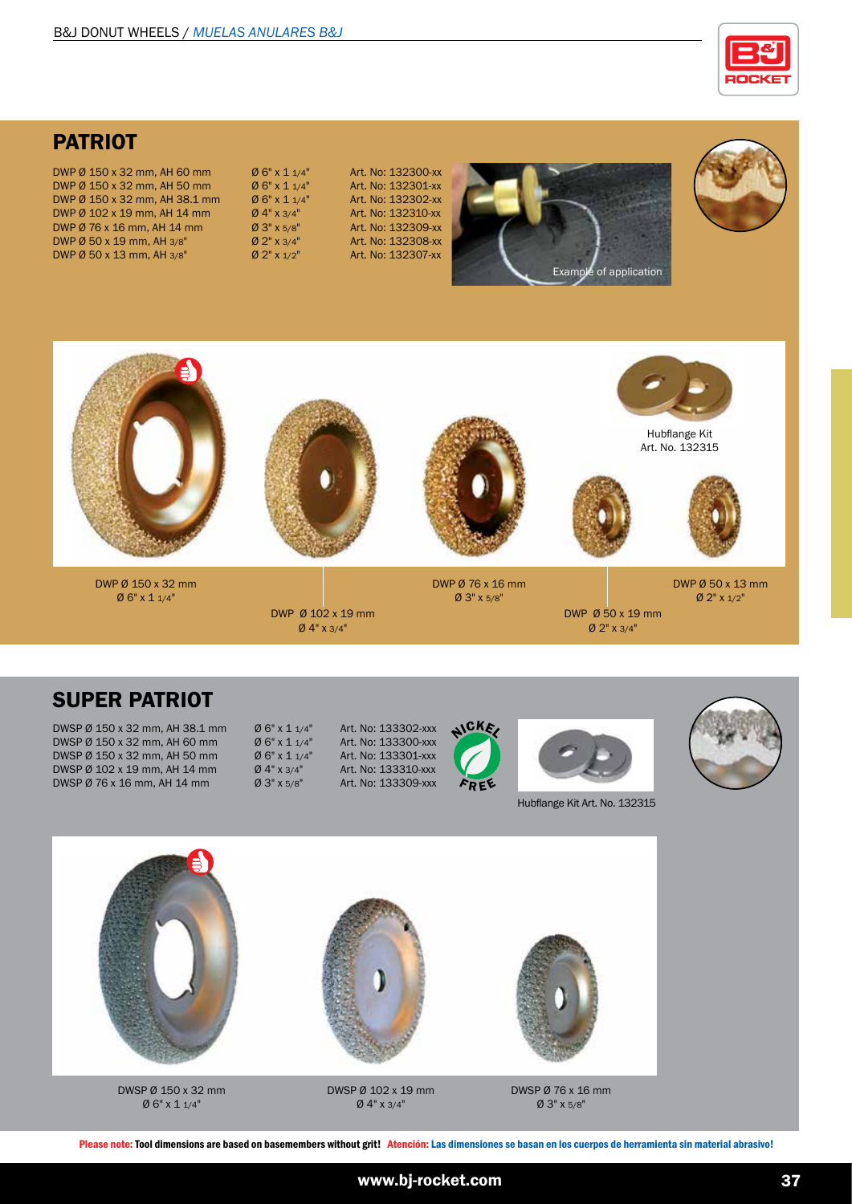B&J DONUT WHEELS / *MUELAS ANULARES B&J*

## PATRIOT

| | | |
|---|---|---|
| DWP Ø 150 x 32 mm, AH 60 mm | Ø 6" x 1 1/4" | Art. No: 132300-xx |
| DWP Ø 150 x 32 mm, AH 50 mm | Ø 6" x 1 1/4" | Art. No: 132301-xx |
| DWP Ø 150 x 32 mm, AH 38.1 mm | Ø 6" x 1 1/4" | Art. No: 132302-xx |
| DWP Ø 102 x 19 mm, AH 14 mm | Ø 4" x 3/4" | Art. No: 132310-xx |
| DWP Ø 76 x 16 mm, AH 14 mm | Ø 3" x 5/8" | Art. No: 132309-xx |
| DWP Ø 50 x 19 mm, AH 3/8" | Ø 2" x 3/4" | Art. No: 132308-xx |
| DWP Ø 50 x 13 mm, AH 3/8" | Ø 2" x 1/2" | Art. No: 132307-xx |

Example of application

Hubflange Kit
Art. No. 132315

DWP Ø 150 x 32 mm
Ø 6" x 1 1/4"

DWP Ø 102 x 19 mm
Ø 4" x 3/4"

DWP Ø 76 x 16 mm
Ø 3" x 5/8"

DWP Ø 50 x 19 mm
Ø 2" x 3/4"

DWP Ø 50 x 13 mm
Ø 2" x 1/2"

## SUPER PATRIOT

| | | |
|---|---|---|
| DWSP Ø 150 x 32 mm, AH 38.1 mm | Ø 6" x 1 1/4" | Art. No: 133302-xxx |
| DWSP Ø 150 x 32 mm, AH 60 mm | Ø 6" x 1 1/4" | Art. No: 133300-xxx |
| DWSP Ø 150 x 32 mm, AH 50 mm | Ø 6" x 1 1/4" | Art. No: 133301-xxx |
| DWSP Ø 102 x 19 mm, AH 14 mm | Ø 4" x 3/4" | Art. No: 133310-xxx |
| DWSP Ø 76 x 16 mm, AH 14 mm | Ø 3" x 5/8" | Art. No: 133309-xxx |

NICKEL FREE

Hubflange Kit Art. No. 132315

DWSP Ø 150 x 32 mm
Ø 6" x 1 1/4"

DWSP Ø 102 x 19 mm
Ø 4" x 3/4"

DWSP Ø 76 x 16 mm
Ø 3" x 5/8"

**Please note: Tool dimensions are based on basemembers without grit! Atención: Las dimensiones se basan en los cuerpos de herramienta sin material abrasivo!**

www.bj-rocket.com